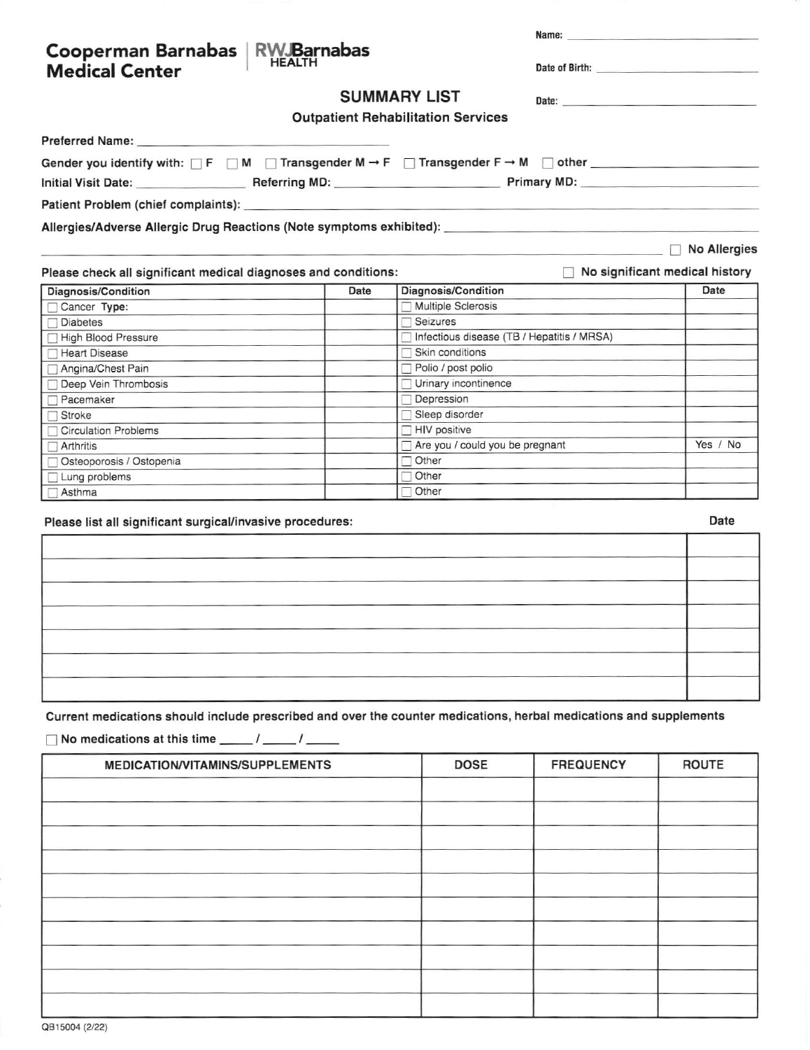**Cooperman Barnabas Medical Center** | **RWJBarnabas HEALTH**

Name: ____________________

Date of Birth: ____________________

Date: ____________________

## SUMMARY LIST

### Outpatient Rehabilitation Services

**Preferred Name:** ____________________

**Gender you identify with:** ☐ F ☐ M ☐ Transgender M → F ☐ Transgender F → M ☐ other ____________________

**Initial Visit Date:** ____________ **Referring MD:** ____________________ **Primary MD:** ____________________

**Patient Problem (chief complaints):** ____________________

**Allergies/Adverse Allergic Drug Reactions (Note symptoms exhibited):** ____________________

☐ **No Allergies**

**Please check all significant medical diagnoses and conditions:** ☐ **No significant medical history**

| Diagnosis/Condition | Date | Diagnosis/Condition | Date |
|---|---|---|---|
| ☐ Cancer **Type:** | | ☐ Multiple Sclerosis | |
| ☐ Diabetes | | ☐ Seizures | |
| ☐ High Blood Pressure | | ☐ Infectious disease (TB / Hepatitis / MRSA) | |
| ☐ Heart Disease | | ☐ Skin conditions | |
| ☐ Angina/Chest Pain | | ☐ Polio / post polio | |
| ☐ Deep Vein Thrombosis | | ☐ Urinary incontinence | |
| ☐ Pacemaker | | ☐ Depression | |
| ☐ Stroke | | ☐ Sleep disorder | |
| ☐ Circulation Problems | | ☐ HIV positive | |
| ☐ Arthritis | | ☐ Are you / could you be pregnant | Yes / No |
| ☐ Osteoporosis / Ostopenia | | ☐ Other | |
| ☐ Lung problems | | ☐ Other | |
| ☐ Asthma | | ☐ Other | |

**Please list all significant surgical/invasive procedures:**

| Procedure | Date |
|---|---|
| | |
| | |
| | |
| | |
| | |
| | |
| | |

**Current medications should include prescribed and over the counter medications, herbal medications and supplements**

☐ **No medications at this time** _____ / _____ / _____

| MEDICATION/VITAMINS/SUPPLEMENTS | DOSE | FREQUENCY | ROUTE |
|---|---|---|---|
| | | | |
| | | | |
| | | | |
| | | | |
| | | | |
| | | | |
| | | | |
| | | | |
| | | | |
| | | | |

QB15004 (2/22)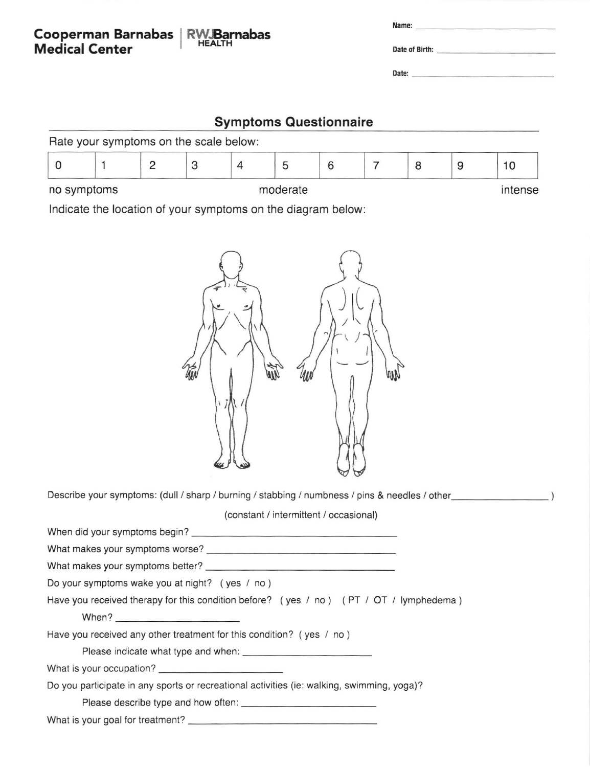**Cooperman Barnabas Medical Center** | **RWJBarnabas HEALTH**

Name: ______________________

Date of Birth: ______________________

Date: ______________________

## Symptoms Questionnaire

Rate your symptoms on the scale below:

| | | | | | | | | | | |
|---|---|---|---|---|---|---|---|---|---|---|
| 0 | 1 | 2 | 3 | 4 | 5 | 6 | 7 | 8 | 9 | 10 |

no symptoms | moderate | intense

Indicate the location of your symptoms on the diagram below:

Describe your symptoms: (dull / sharp / burning / stabbing / numbness / pins & needles / other________________ )

(constant / intermittent / occasional)

When did your symptoms begin? ______________________

What makes your symptoms worse? ______________________

What makes your symptoms better? ______________________

Do your symptoms wake you at night? ( yes / no )

Have you received therapy for this condition before? ( yes / no ) ( PT / OT / lymphedema )

When? ______________________

Have you received any other treatment for this condition? ( yes / no )

Please indicate what type and when: ______________________

What is your occupation? ______________________

Do you participate in any sports or recreational activities (ie: walking, swimming, yoga)?

Please describe type and how often: ______________________

What is your goal for treatment? ______________________